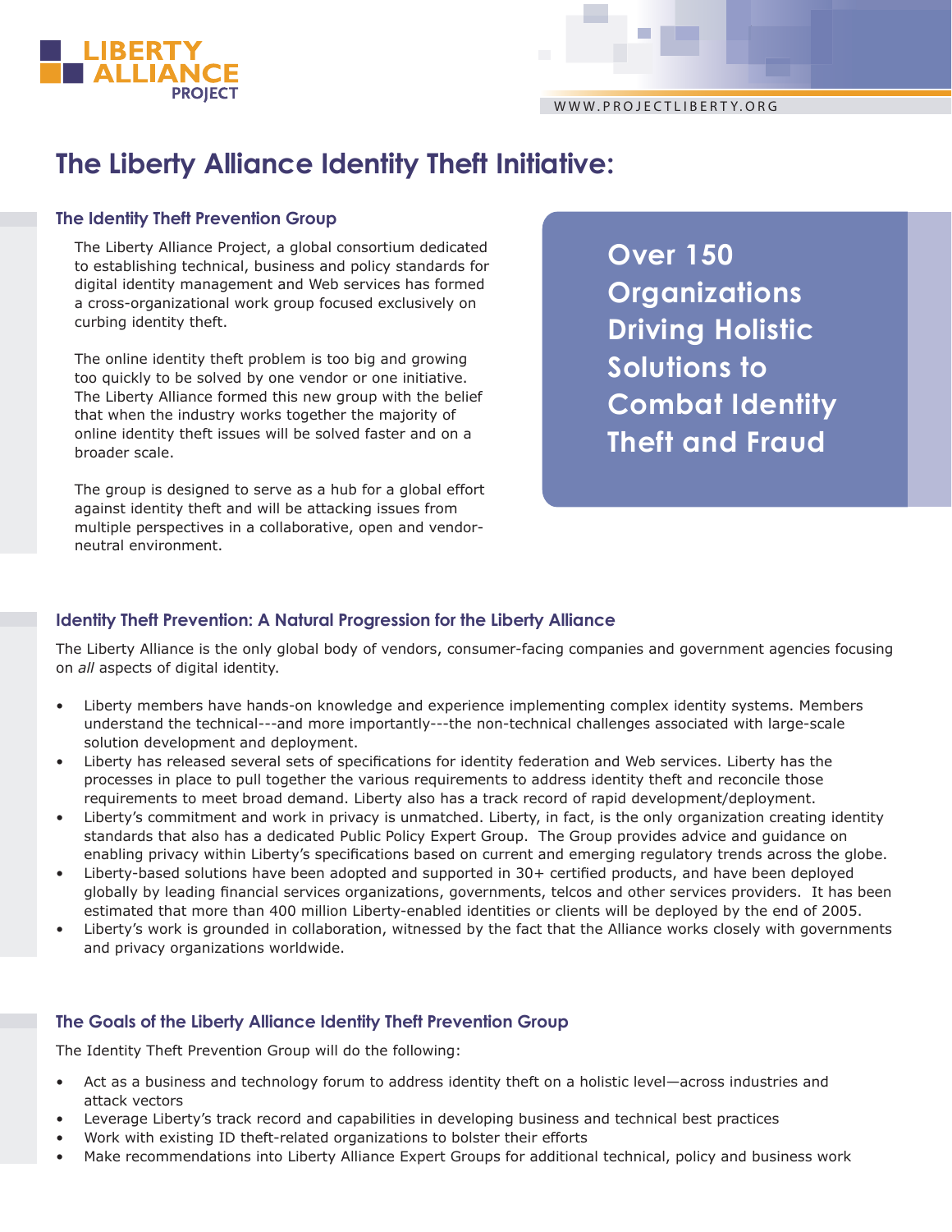LIBERTY ALLIANCE PROJECT

WWW.PROJECTLIBERTY.ORG

# The Liberty Alliance Identity Theft Initiative:

## The Identity Theft Prevention Group

The Liberty Alliance Project, a global consortium dedicated to establishing technical, business and policy standards for digital identity management and Web services has formed a cross-organizational work group focused exclusively on curbing identity theft.

The online identity theft problem is too big and growing too quickly to be solved by one vendor or one initiative. The Liberty Alliance formed this new group with the belief that when the industry works together the majority of online identity theft issues will be solved faster and on a broader scale.

The group is designed to serve as a hub for a global effort against identity theft and will be attacking issues from multiple perspectives in a collaborative, open and vendor-neutral environment.

**Over 150 Organizations Driving Holistic Solutions to Combat Identity Theft and Fraud**

## Identity Theft Prevention: A Natural Progression for the Liberty Alliance

The Liberty Alliance is the only global body of vendors, consumer-facing companies and government agencies focusing on *all* aspects of digital identity.

- Liberty members have hands-on knowledge and experience implementing complex identity systems. Members understand the technical---and more importantly---the non-technical challenges associated with large-scale solution development and deployment.
- Liberty has released several sets of specifications for identity federation and Web services. Liberty has the processes in place to pull together the various requirements to address identity theft and reconcile those requirements to meet broad demand. Liberty also has a track record of rapid development/deployment.
- Liberty's commitment and work in privacy is unmatched. Liberty, in fact, is the only organization creating identity standards that also has a dedicated Public Policy Expert Group. The Group provides advice and guidance on enabling privacy within Liberty's specifications based on current and emerging regulatory trends across the globe.
- Liberty-based solutions have been adopted and supported in 30+ certified products, and have been deployed globally by leading financial services organizations, governments, telcos and other services providers. It has been estimated that more than 400 million Liberty-enabled identities or clients will be deployed by the end of 2005.
- Liberty's work is grounded in collaboration, witnessed by the fact that the Alliance works closely with governments and privacy organizations worldwide.

## The Goals of the Liberty Alliance Identity Theft Prevention Group

The Identity Theft Prevention Group will do the following:

- Act as a business and technology forum to address identity theft on a holistic level—across industries and attack vectors
- Leverage Liberty's track record and capabilities in developing business and technical best practices
- Work with existing ID theft-related organizations to bolster their efforts
- Make recommendations into Liberty Alliance Expert Groups for additional technical, policy and business work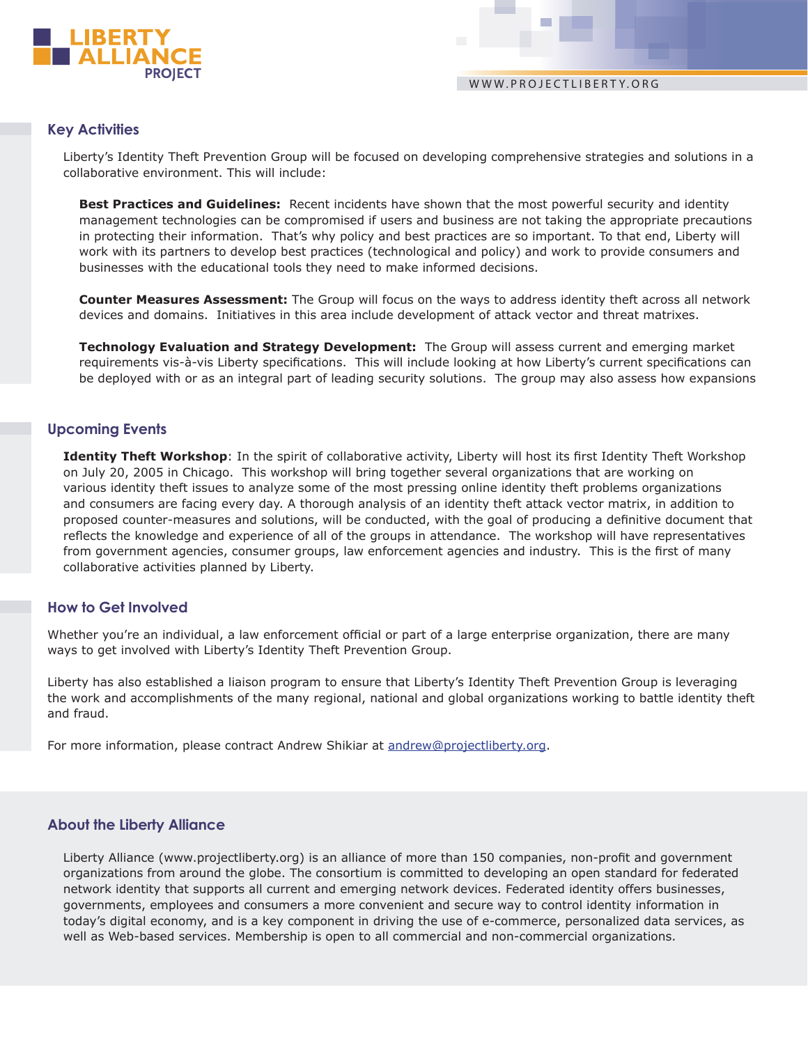## Key Activities

Liberty's Identity Theft Prevention Group will be focused on developing comprehensive strategies and solutions in a collaborative environment. This will include:

**Best Practices and Guidelines:** Recent incidents have shown that the most powerful security and identity management technologies can be compromised if users and business are not taking the appropriate precautions in protecting their information. That's why policy and best practices are so important. To that end, Liberty will work with its partners to develop best practices (technological and policy) and work to provide consumers and businesses with the educational tools they need to make informed decisions.

**Counter Measures Assessment:** The Group will focus on the ways to address identity theft across all network devices and domains. Initiatives in this area include development of attack vector and threat matrixes.

**Technology Evaluation and Strategy Development:** The Group will assess current and emerging market requirements vis-à-vis Liberty specifications. This will include looking at how Liberty's current specifications can be deployed with or as an integral part of leading security solutions. The group may also assess how expansions

## Upcoming Events

**Identity Theft Workshop**: In the spirit of collaborative activity, Liberty will host its first Identity Theft Workshop on July 20, 2005 in Chicago. This workshop will bring together several organizations that are working on various identity theft issues to analyze some of the most pressing online identity theft problems organizations and consumers are facing every day. A thorough analysis of an identity theft attack vector matrix, in addition to proposed counter-measures and solutions, will be conducted, with the goal of producing a definitive document that reflects the knowledge and experience of all of the groups in attendance. The workshop will have representatives from government agencies, consumer groups, law enforcement agencies and industry. This is the first of many collaborative activities planned by Liberty.

## How to Get Involved

Whether you're an individual, a law enforcement official or part of a large enterprise organization, there are many ways to get involved with Liberty's Identity Theft Prevention Group.

Liberty has also established a liaison program to ensure that Liberty's Identity Theft Prevention Group is leveraging the work and accomplishments of the many regional, national and global organizations working to battle identity theft and fraud.

For more information, please contract Andrew Shikiar at andrew@projectliberty.org.

## About the Liberty Alliance

Liberty Alliance (www.projectliberty.org) is an alliance of more than 150 companies, non-profit and government organizations from around the globe. The consortium is committed to developing an open standard for federated network identity that supports all current and emerging network devices. Federated identity offers businesses, governments, employees and consumers a more convenient and secure way to control identity information in today's digital economy, and is a key component in driving the use of e-commerce, personalized data services, as well as Web-based services. Membership is open to all commercial and non-commercial organizations.